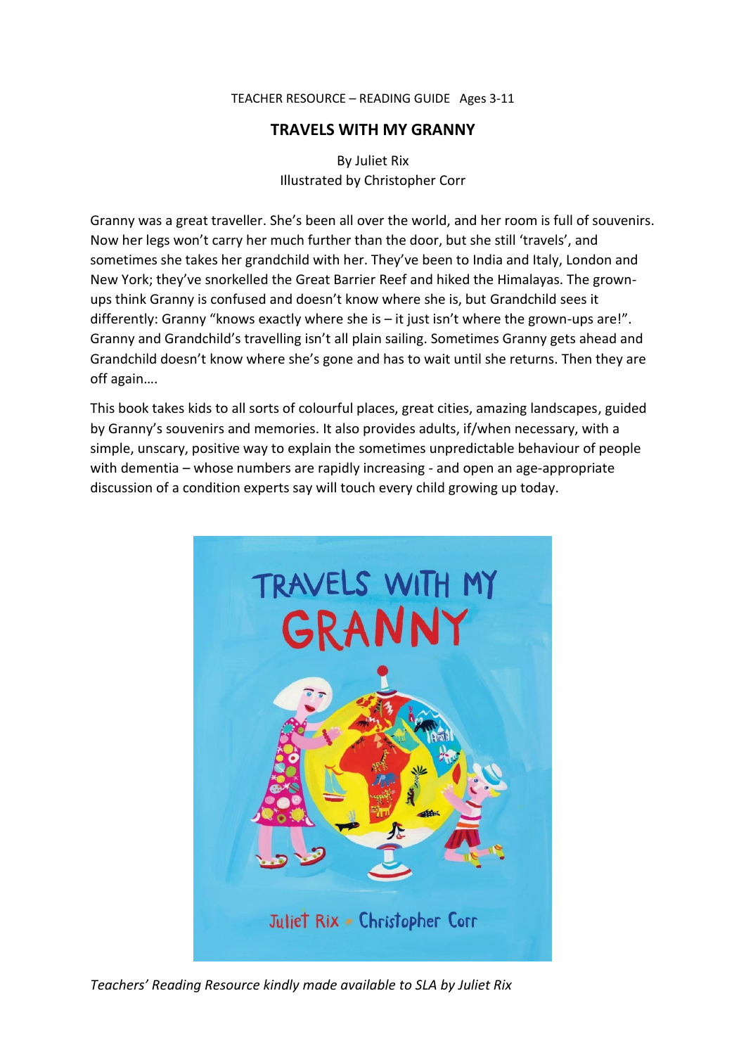TEACHER RESOURCE – READING GUIDE Ages 3-11

# TRAVELS WITH MY GRANNY

By Juliet Rix
Illustrated by Christopher Corr

Granny was a great traveller. She's been all over the world, and her room is full of souvenirs. Now her legs won't carry her much further than the door, but she still 'travels', and sometimes she takes her grandchild with her. They've been to India and Italy, London and New York; they've snorkelled the Great Barrier Reef and hiked the Himalayas. The grown-ups think Granny is confused and doesn't know where she is, but Grandchild sees it differently: Granny "knows exactly where she is – it just isn't where the grown-ups are!". Granny and Grandchild's travelling isn't all plain sailing. Sometimes Granny gets ahead and Grandchild doesn't know where she's gone and has to wait until she returns. Then they are off again….

This book takes kids to all sorts of colourful places, great cities, amazing landscapes, guided by Granny's souvenirs and memories. It also provides adults, if/when necessary, with a simple, unscary, positive way to explain the sometimes unpredictable behaviour of people with dementia – whose numbers are rapidly increasing - and open an age-appropriate discussion of a condition experts say will touch every child growing up today.

*Teachers' Reading Resource kindly made available to SLA by Juliet Rix*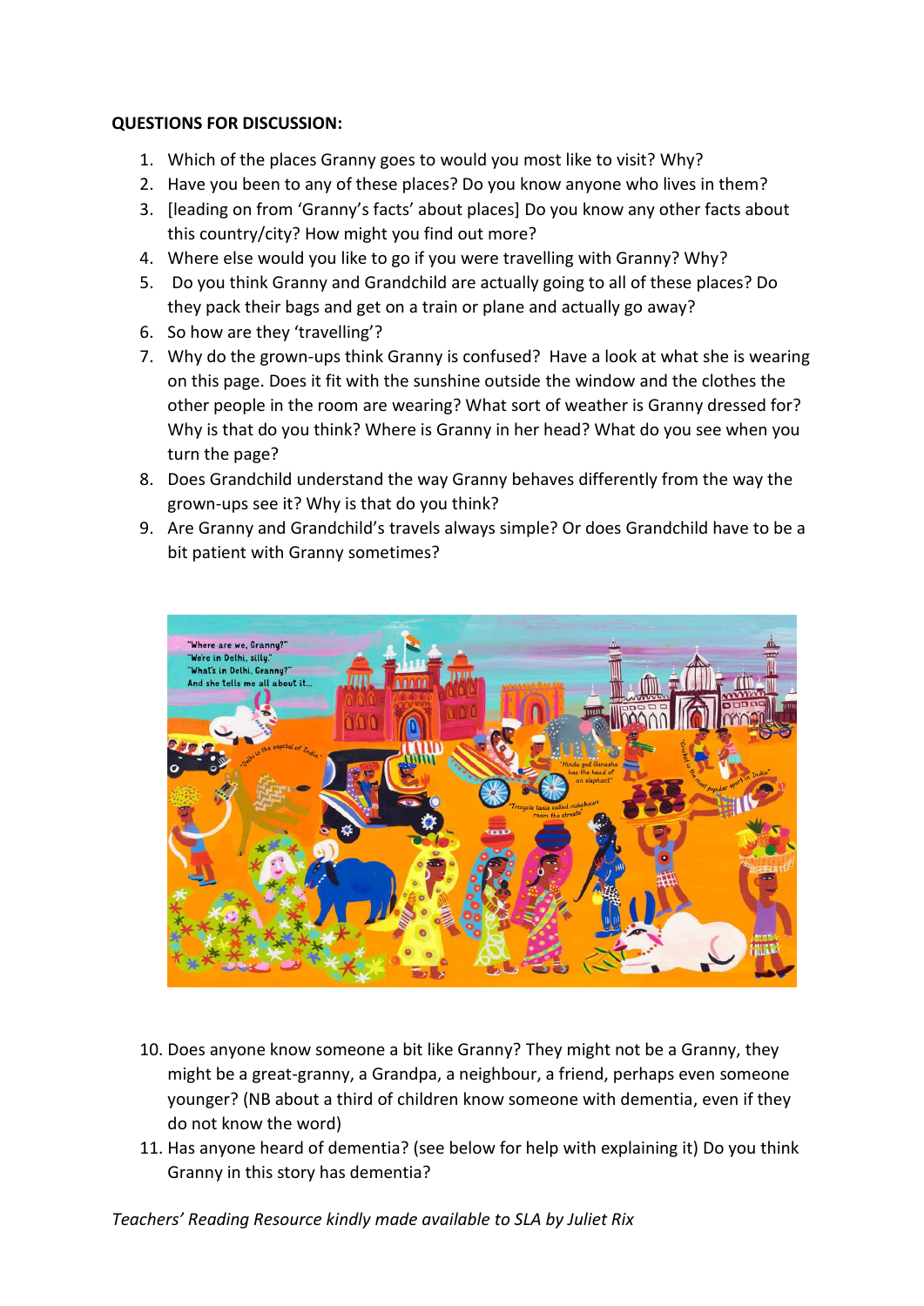**QUESTIONS FOR DISCUSSION:**

1. Which of the places Granny goes to would you most like to visit? Why?
2. Have you been to any of these places? Do you know anyone who lives in them?
3. [leading on from 'Granny's facts' about places] Do you know any other facts about this country/city? How might you find out more?
4. Where else would you like to go if you were travelling with Granny? Why?
5. Do you think Granny and Grandchild are actually going to all of these places? Do they pack their bags and get on a train or plane and actually go away?
6. So how are they 'travelling'?
7. Why do the grown-ups think Granny is confused? Have a look at what she is wearing on this page. Does it fit with the sunshine outside the window and the clothes the other people in the room are wearing? What sort of weather is Granny dressed for? Why is that do you think? Where is Granny in her head? What do you see when you turn the page?
8. Does Grandchild understand the way Granny behaves differently from the way the grown-ups see it? Why is that do you think?
9. Are Granny and Grandchild's travels always simple? Or does Grandchild have to be a bit patient with Granny sometimes?

10. Does anyone know someone a bit like Granny? They might not be a Granny, they might be a great-granny, a Grandpa, a neighbour, a friend, perhaps even someone younger? (NB about a third of children know someone with dementia, even if they do not know the word)
11. Has anyone heard of dementia? (see below for help with explaining it) Do you think Granny in this story has dementia?

*Teachers' Reading Resource kindly made available to SLA by Juliet Rix*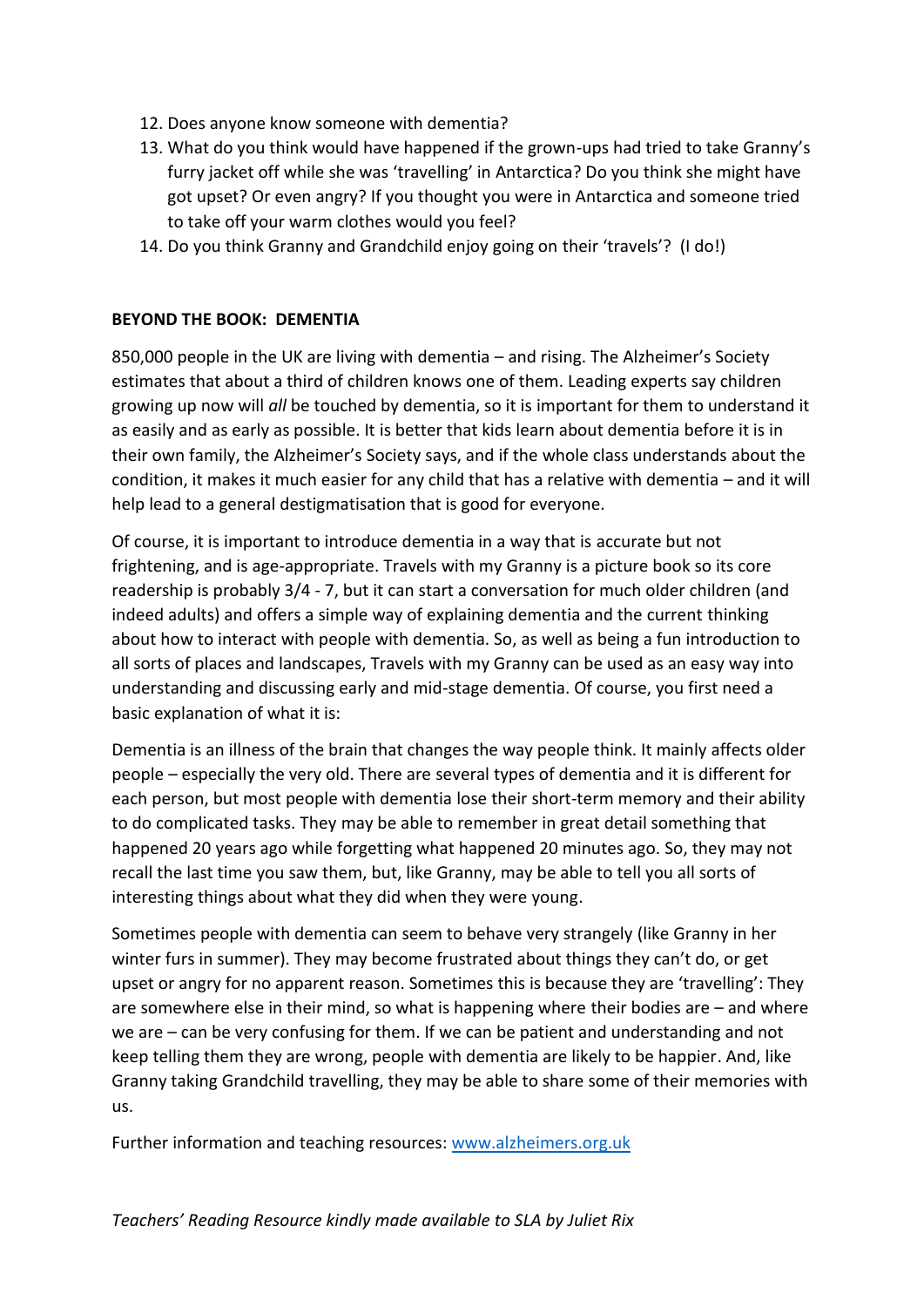12. Does anyone know someone with dementia?
13. What do you think would have happened if the grown-ups had tried to take Granny's furry jacket off while she was 'travelling' in Antarctica? Do you think she might have got upset? Or even angry? If you thought you were in Antarctica and someone tried to take off your warm clothes would you feel?
14. Do you think Granny and Grandchild enjoy going on their 'travels'? (I do!)

**BEYOND THE BOOK: DEMENTIA**

850,000 people in the UK are living with dementia – and rising. The Alzheimer's Society estimates that about a third of children knows one of them. Leading experts say children growing up now will *all* be touched by dementia, so it is important for them to understand it as easily and as early as possible. It is better that kids learn about dementia before it is in their own family, the Alzheimer's Society says, and if the whole class understands about the condition, it makes it much easier for any child that has a relative with dementia – and it will help lead to a general destigmatisation that is good for everyone.

Of course, it is important to introduce dementia in a way that is accurate but not frightening, and is age-appropriate. Travels with my Granny is a picture book so its core readership is probably 3/4 - 7, but it can start a conversation for much older children (and indeed adults) and offers a simple way of explaining dementia and the current thinking about how to interact with people with dementia. So, as well as being a fun introduction to all sorts of places and landscapes, Travels with my Granny can be used as an easy way into understanding and discussing early and mid-stage dementia. Of course, you first need a basic explanation of what it is:

Dementia is an illness of the brain that changes the way people think. It mainly affects older people – especially the very old. There are several types of dementia and it is different for each person, but most people with dementia lose their short-term memory and their ability to do complicated tasks. They may be able to remember in great detail something that happened 20 years ago while forgetting what happened 20 minutes ago. So, they may not recall the last time you saw them, but, like Granny, may be able to tell you all sorts of interesting things about what they did when they were young.

Sometimes people with dementia can seem to behave very strangely (like Granny in her winter furs in summer). They may become frustrated about things they can't do, or get upset or angry for no apparent reason. Sometimes this is because they are 'travelling': They are somewhere else in their mind, so what is happening where their bodies are – and where we are – can be very confusing for them. If we can be patient and understanding and not keep telling them they are wrong, people with dementia are likely to be happier. And, like Granny taking Grandchild travelling, they may be able to share some of their memories with us.

Further information and teaching resources: [www.alzheimers.org.uk](http://www.alzheimers.org.uk)

*Teachers' Reading Resource kindly made available to SLA by Juliet Rix*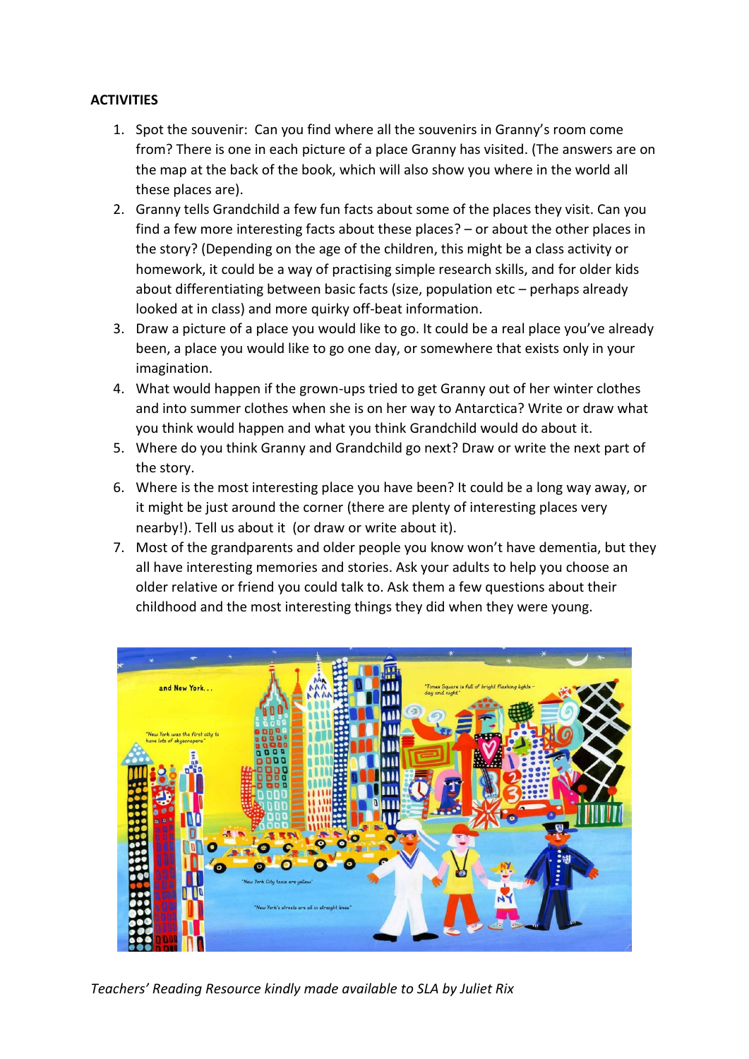**ACTIVITIES**

1. Spot the souvenir: Can you find where all the souvenirs in Granny's room come from? There is one in each picture of a place Granny has visited. (The answers are on the map at the back of the book, which will also show you where in the world all these places are).
2. Granny tells Grandchild a few fun facts about some of the places they visit. Can you find a few more interesting facts about these places? – or about the other places in the story? (Depending on the age of the children, this might be a class activity or homework, it could be a way of practising simple research skills, and for older kids about differentiating between basic facts (size, population etc – perhaps already looked at in class) and more quirky off-beat information.
3. Draw a picture of a place you would like to go. It could be a real place you've already been, a place you would like to go one day, or somewhere that exists only in your imagination.
4. What would happen if the grown-ups tried to get Granny out of her winter clothes and into summer clothes when she is on her way to Antarctica? Write or draw what you think would happen and what you think Grandchild would do about it.
5. Where do you think Granny and Grandchild go next? Draw or write the next part of the story.
6. Where is the most interesting place you have been? It could be a long way away, or it might be just around the corner (there are plenty of interesting places very nearby!). Tell us about it (or draw or write about it).
7. Most of the grandparents and older people you know won't have dementia, but they all have interesting memories and stories. Ask your adults to help you choose an older relative or friend you could talk to. Ask them a few questions about their childhood and the most interesting things they did when they were young.

*Teachers' Reading Resource kindly made available to SLA by Juliet Rix*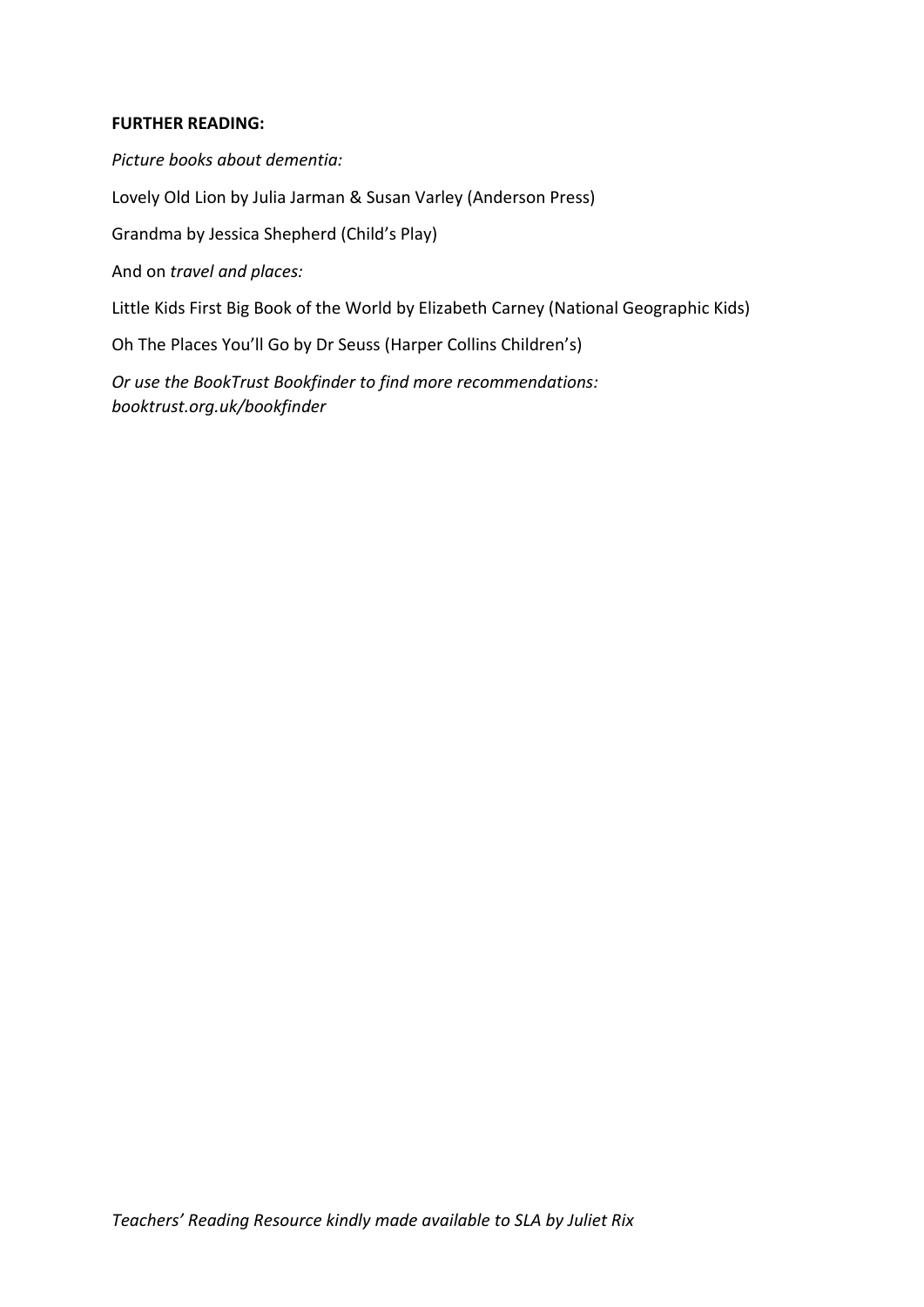**FURTHER READING:**

*Picture books about dementia:*

Lovely Old Lion by Julia Jarman & Susan Varley (Anderson Press)

Grandma by Jessica Shepherd (Child's Play)

And on *travel and places:*

Little Kids First Big Book of the World by Elizabeth Carney (National Geographic Kids)

Oh The Places You'll Go by Dr Seuss (Harper Collins Children's)

*Or use the BookTrust Bookfinder to find more recommendations: booktrust.org.uk/bookfinder*

*Teachers' Reading Resource kindly made available to SLA by Juliet Rix*